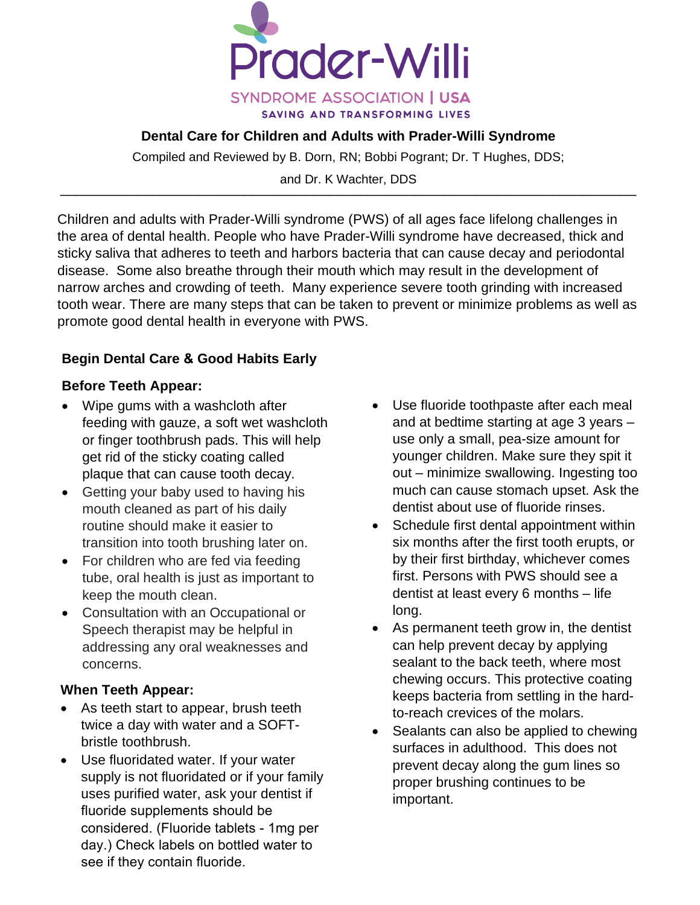Prader-Willi

SYNDROME ASSOCIATION | USA

SAVING AND TRANSFORMING LIVES

# Dental Care for Children and Adults with Prader-Willi Syndrome

Compiled and Reviewed by B. Dorn, RN; Bobbi Pogrant; Dr. T Hughes, DDS; and Dr. K Wachter, DDS

---

Children and adults with Prader-Willi syndrome (PWS) of all ages face lifelong challenges in the area of dental health. People who have Prader-Willi syndrome have decreased, thick and sticky saliva that adheres to teeth and harbors bacteria that can cause decay and periodontal disease. Some also breathe through their mouth which may result in the development of narrow arches and crowding of teeth. Many experience severe tooth grinding with increased tooth wear. There are many steps that can be taken to prevent or minimize problems as well as promote good dental health in everyone with PWS.

## Begin Dental Care & Good Habits Early

### Before Teeth Appear:

- Wipe gums with a washcloth after feeding with gauze, a soft wet washcloth or finger toothbrush pads. This will help get rid of the sticky coating called plaque that can cause tooth decay.
- Getting your baby used to having his mouth cleaned as part of his daily routine should make it easier to transition into tooth brushing later on.
- For children who are fed via feeding tube, oral health is just as important to keep the mouth clean.
- Consultation with an Occupational or Speech therapist may be helpful in addressing any oral weaknesses and concerns.

### When Teeth Appear:

- As teeth start to appear, brush teeth twice a day with water and a SOFT-bristle toothbrush.
- Use fluoridated water. If your water supply is not fluoridated or if your family uses purified water, ask your dentist if fluoride supplements should be considered. (Fluoride tablets - 1mg per day.) Check labels on bottled water to see if they contain fluoride.
- Use fluoride toothpaste after each meal and at bedtime starting at age 3 years – use only a small, pea-size amount for younger children. Make sure they spit it out – minimize swallowing. Ingesting too much can cause stomach upset. Ask the dentist about use of fluoride rinses.
- Schedule first dental appointment within six months after the first tooth erupts, or by their first birthday, whichever comes first. Persons with PWS should see a dentist at least every 6 months – life long.
- As permanent teeth grow in, the dentist can help prevent decay by applying sealant to the back teeth, where most chewing occurs. This protective coating keeps bacteria from settling in the hard-to-reach crevices of the molars.
- Sealants can also be applied to chewing surfaces in adulthood. This does not prevent decay along the gum lines so proper brushing continues to be important.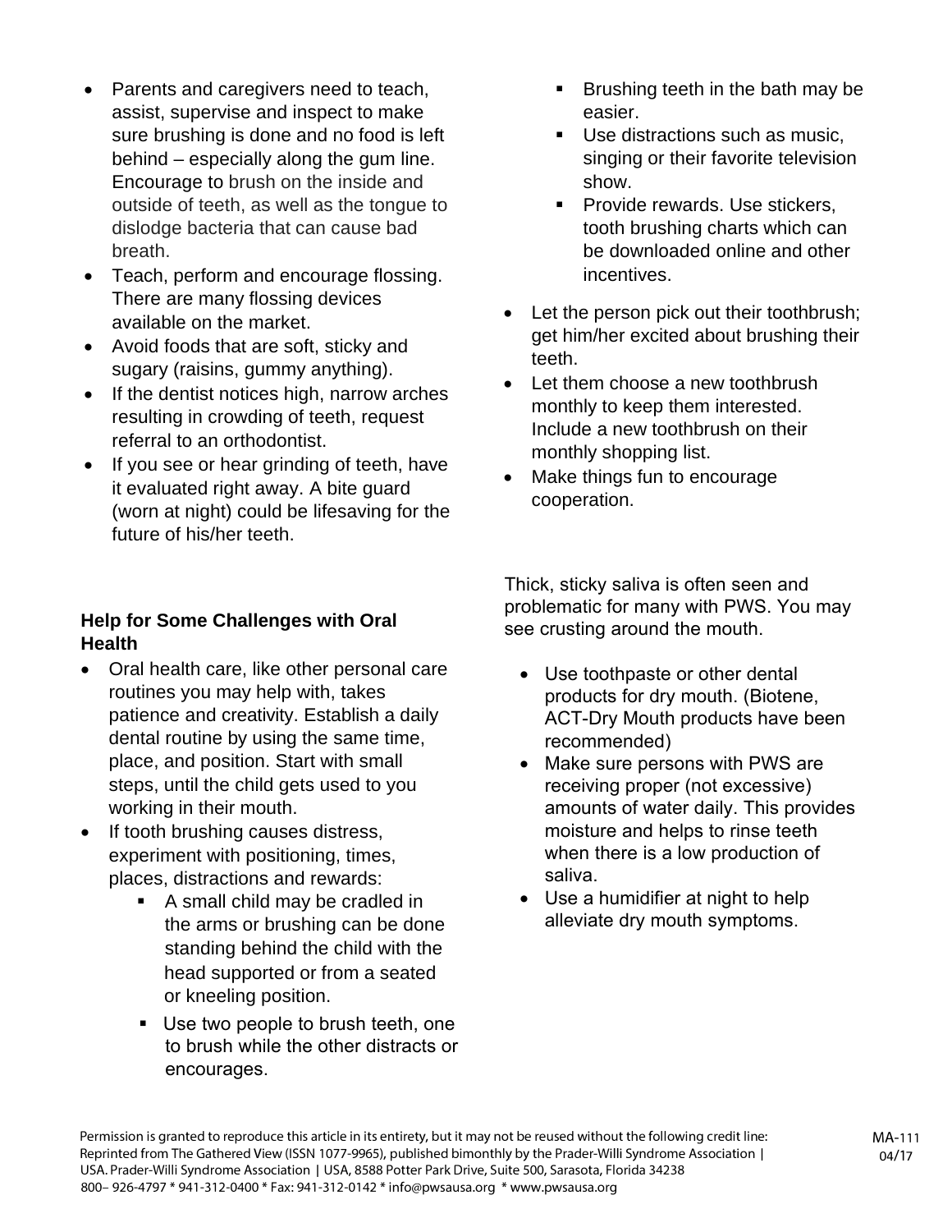- Parents and caregivers need to teach, assist, supervise and inspect to make sure brushing is done and no food is left behind – especially along the gum line. Encourage to brush on the inside and outside of teeth, as well as the tongue to dislodge bacteria that can cause bad breath.
- Teach, perform and encourage flossing. There are many flossing devices available on the market.
- Avoid foods that are soft, sticky and sugary (raisins, gummy anything).
- If the dentist notices high, narrow arches resulting in crowding of teeth, request referral to an orthodontist.
- If you see or hear grinding of teeth, have it evaluated right away. A bite guard (worn at night) could be lifesaving for the future of his/her teeth.

### Help for Some Challenges with Oral Health

- Oral health care, like other personal care routines you may help with, takes patience and creativity. Establish a daily dental routine by using the same time, place, and position. Start with small steps, until the child gets used to you working in their mouth.
- If tooth brushing causes distress, experiment with positioning, times, places, distractions and rewards:
  - A small child may be cradled in the arms or brushing can be done standing behind the child with the head supported or from a seated or kneeling position.
  - Use two people to brush teeth, one to brush while the other distracts or encourages.
  - Brushing teeth in the bath may be easier.
  - Use distractions such as music, singing or their favorite television show.
  - Provide rewards. Use stickers, tooth brushing charts which can be downloaded online and other incentives.
- Let the person pick out their toothbrush; get him/her excited about brushing their teeth.
- Let them choose a new toothbrush monthly to keep them interested. Include a new toothbrush on their monthly shopping list.
- Make things fun to encourage cooperation.

Thick, sticky saliva is often seen and problematic for many with PWS. You may see crusting around the mouth.

- Use toothpaste or other dental products for dry mouth. (Biotene, ACT-Dry Mouth products have been recommended)
- Make sure persons with PWS are receiving proper (not excessive) amounts of water daily. This provides moisture and helps to rinse teeth when there is a low production of saliva.
- Use a humidifier at night to help alleviate dry mouth symptoms.

Permission is granted to reproduce this article in its entirety, but it may not be reused without the following credit line: Reprinted from The Gathered View (ISSN 1077-9965), published bimonthly by the Prader-Willi Syndrome Association | USA. Prader-Willi Syndrome Association | USA, 8588 Potter Park Drive, Suite 500, Sarasota, Florida 34238
800– 926-4797 * 941-312-0400 * Fax: 941-312-0142 * info@pwsausa.org * www.pwsausa.org

MA-111
04/17